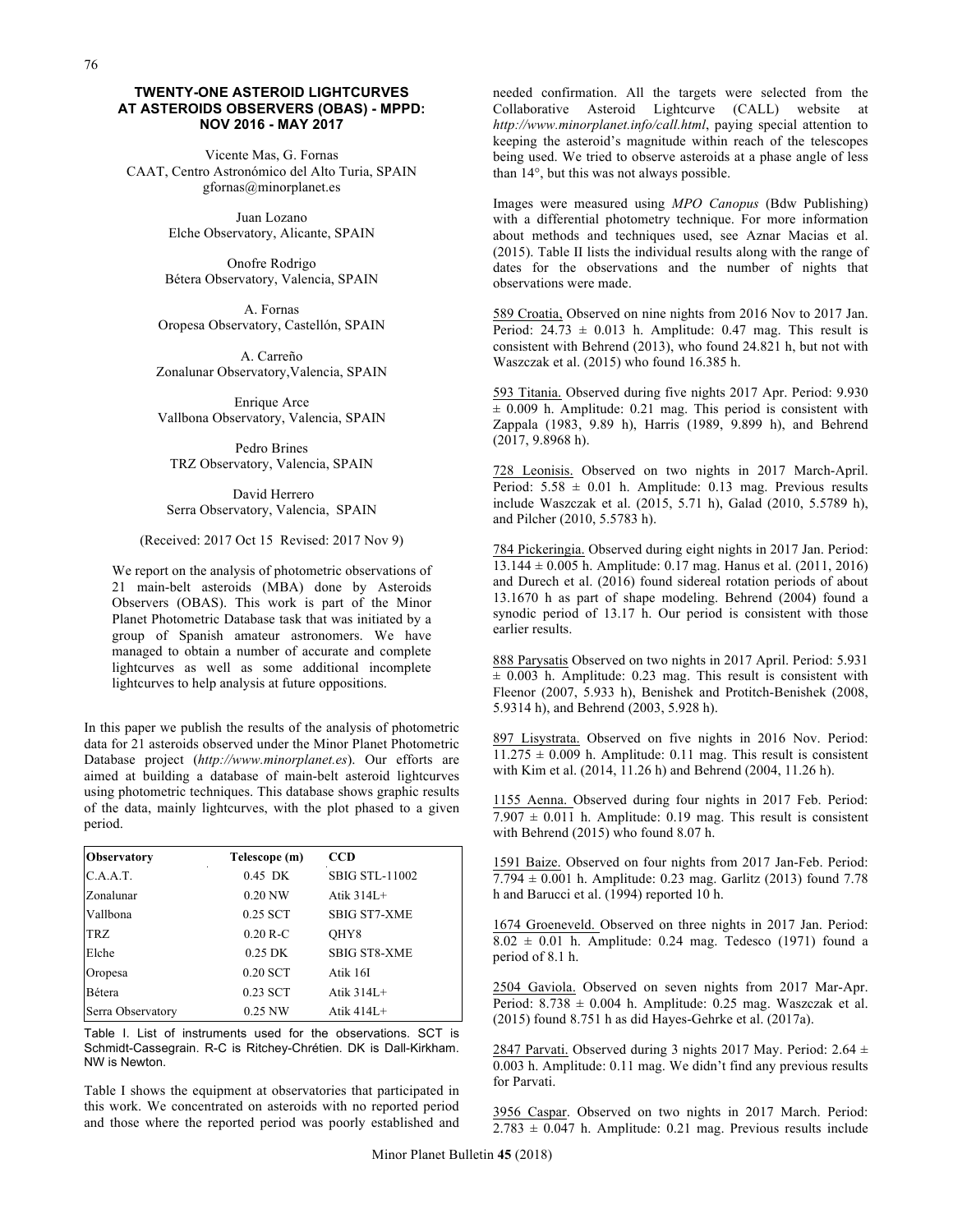# TWENTY-ONE ASTEROID LIGHTCURVES AT ASTEROIDS OBSERVERS (OBAS) - MPPD: NOV 2016 - MAY 2017

Vicente Mas, G. Fornas
CAAT, Centro Astronómico del Alto Turia, SPAIN
gfornas@minorplanet.es

Juan Lozano
Elche Observatory, Alicante, SPAIN

Onofre Rodrigo
Bétera Observatory, Valencia, SPAIN

A. Fornas
Oropesa Observatory, Castellón, SPAIN

A. Carreño
Zonalunar Observatory,Valencia, SPAIN

Enrique Arce
Vallbona Observatory, Valencia, SPAIN

Pedro Brines
TRZ Observatory, Valencia, SPAIN

David Herrero
Serra Observatory, Valencia, SPAIN

(Received: 2017 Oct 15 Revised: 2017 Nov 9)

We report on the analysis of photometric observations of 21 main-belt asteroids (MBA) done by Asteroids Observers (OBAS). This work is part of the Minor Planet Photometric Database task that was initiated by a group of Spanish amateur astronomers. We have managed to obtain a number of accurate and complete lightcurves as well as some additional incomplete lightcurves to help analysis at future oppositions.

In this paper we publish the results of the analysis of photometric data for 21 asteroids observed under the Minor Planet Photometric Database project (*http://www.minorplanet.es*). Our efforts are aimed at building a database of main-belt asteroid lightcurves using photometric techniques. This database shows graphic results of the data, mainly lightcurves, with the plot phased to a given period.

| Observatory | Telescope (m) | CCD |
|---|---|---|
| C.A.A.T. | 0.45 DK | SBIG STL-11002 |
| Zonalunar | 0.20 NW | Atik 314L+ |
| Vallbona | 0.25 SCT | SBIG ST7-XME |
| TRZ | 0.20 R-C | QHY8 |
| Elche | 0.25 DK | SBIG ST8-XME |
| Oropesa | 0.20 SCT | Atik 16I |
| Bétera | 0.23 SCT | Atik 314L+ |
| Serra Observatory | 0.25 NW | Atik 414L+ |

Table I. List of instruments used for the observations. SCT is Schmidt-Cassegrain. R-C is Ritchey-Chrétien. DK is Dall-Kirkham. NW is Newton.

Table I shows the equipment at observatories that participated in this work. We concentrated on asteroids with no reported period and those where the reported period was poorly established and needed confirmation. All the targets were selected from the Collaborative Asteroid Lightcurve (CALL) website at *http://www.minorplanet.info/call.html*, paying special attention to keeping the asteroid's magnitude within reach of the telescopes being used. We tried to observe asteroids at a phase angle of less than 14°, but this was not always possible.

Images were measured using *MPO Canopus* (Bdw Publishing) with a differential photometry technique. For more information about methods and techniques used, see Aznar Macias et al. (2015). Table II lists the individual results along with the range of dates for the observations and the number of nights that observations were made.

589 Croatia, Observed on nine nights from 2016 Nov to 2017 Jan. Period: 24.73 ± 0.013 h. Amplitude: 0.47 mag. This result is consistent with Behrend (2013), who found 24.821 h, but not with Waszczak et al. (2015) who found 16.385 h.

593 Titania. Observed during five nights 2017 Apr. Period: 9.930 ± 0.009 h. Amplitude: 0.21 mag. This period is consistent with Zappala (1983, 9.89 h), Harris (1989, 9.899 h), and Behrend (2017, 9.8968 h).

728 Leonisis. Observed on two nights in 2017 March-April. Period: 5.58 ± 0.01 h. Amplitude: 0.13 mag. Previous results include Waszczak et al. (2015, 5.71 h), Galad (2010, 5.5789 h), and Pilcher (2010, 5.5783 h).

784 Pickeringia. Observed during eight nights in 2017 Jan. Period: 13.144 ± 0.005 h. Amplitude: 0.17 mag. Hanus et al. (2011, 2016) and Durech et al. (2016) found sidereal rotation periods of about 13.1670 h as part of shape modeling. Behrend (2004) found a synodic period of 13.17 h. Our period is consistent with those earlier results.

888 Parysatis Observed on two nights in 2017 April. Period: 5.931 ± 0.003 h. Amplitude: 0.23 mag. This result is consistent with Fleenor (2007, 5.933 h), Benishek and Protitch-Benishek (2008, 5.9314 h), and Behrend (2003, 5.928 h).

897 Lisystrata. Observed on five nights in 2016 Nov. Period: 11.275 ± 0.009 h. Amplitude: 0.11 mag. This result is consistent with Kim et al. (2014, 11.26 h) and Behrend (2004, 11.26 h).

1155 Aenna. Observed during four nights in 2017 Feb. Period: 7.907 ± 0.011 h. Amplitude: 0.19 mag. This result is consistent with Behrend (2015) who found 8.07 h.

1591 Baize. Observed on four nights from 2017 Jan-Feb. Period: 7.794 ± 0.001 h. Amplitude: 0.23 mag. Garlitz (2013) found 7.78 h and Barucci et al. (1994) reported 10 h.

1674 Groeneveld. Observed on three nights in 2017 Jan. Period: 8.02 ± 0.01 h. Amplitude: 0.24 mag. Tedesco (1971) found a period of 8.1 h.

2504 Gaviola. Observed on seven nights from 2017 Mar-Apr. Period: 8.738 ± 0.004 h. Amplitude: 0.25 mag. Waszczak et al. (2015) found 8.751 h as did Hayes-Gehrke et al. (2017a).

2847 Parvati. Observed during 3 nights 2017 May. Period: 2.64 ± 0.003 h. Amplitude: 0.11 mag. We didn't find any previous results for Parvati.

3956 Caspar. Observed on two nights in 2017 March. Period: 2.783 ± 0.047 h. Amplitude: 0.21 mag. Previous results include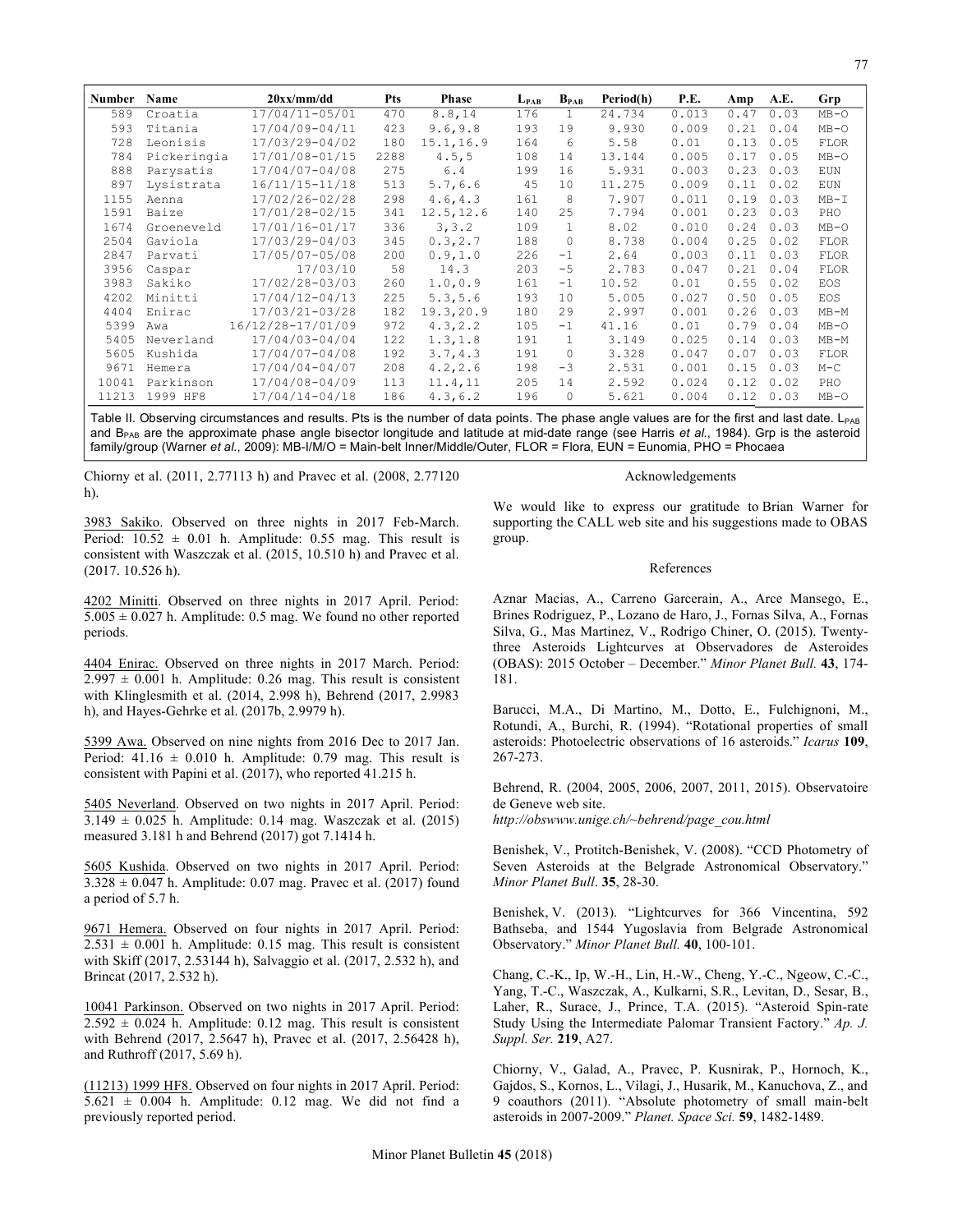| Number | Name | 20xx/mm/dd | Pts | Phase | $L_{PAB}$ | $B_{PAB}$ | Period(h) | P.E. | Amp | A.E. | Grp |
|---|---|---|---|---|---|---|---|---|---|---|---|
| 589 | Croatia | 17/04/11-05/01 | 470 | 8.8,14 | 176 | 1 | 24.734 | 0.013 | 0.47 | 0.03 | MB-O |
| 593 | Titania | 17/04/09-04/11 | 423 | 9.6,9.8 | 193 | 19 | 9.930 | 0.009 | 0.21 | 0.04 | MB-O |
| 728 | Leonisis | 17/03/29-04/02 | 180 | 15.1,16.9 | 164 | 6 | 5.58 | 0.01 | 0.13 | 0.05 | FLOR |
| 784 | Pickeringia | 17/01/08-01/15 | 2288 | 4.5,5 | 108 | 14 | 13.144 | 0.005 | 0.17 | 0.05 | MB-O |
| 888 | Parysatis | 17/04/07-04/08 | 275 | 6.4 | 199 | 16 | 5.931 | 0.003 | 0.23 | 0.03 | EUN |
| 897 | Lysistrata | 16/11/15-11/18 | 513 | 5.7,6.6 | 45 | 10 | 11.275 | 0.009 | 0.11 | 0.02 | EUN |
| 1155 | Aenna | 17/02/26-02/28 | 298 | 4.6,4.3 | 161 | 8 | 7.907 | 0.011 | 0.19 | 0.03 | MB-I |
| 1591 | Baize | 17/01/28-02/15 | 341 | 12.5,12.6 | 140 | 25 | 7.794 | 0.001 | 0.23 | 0.03 | PHO |
| 1674 | Groeneveld | 17/01/16-01/17 | 336 | 3,3.2 | 109 | 1 | 8.02 | 0.010 | 0.24 | 0.03 | MB-O |
| 2504 | Gaviola | 17/03/29-04/03 | 345 | 0.3,2.7 | 188 | 0 | 8.738 | 0.004 | 0.25 | 0.02 | FLOR |
| 2847 | Parvati | 17/05/07-05/08 | 200 | 0.9,1.0 | 226 | -1 | 2.64 | 0.003 | 0.11 | 0.03 | FLOR |
| 3956 | Caspar | 17/03/10 | 58 | 14.3 | 203 | -5 | 2.783 | 0.047 | 0.21 | 0.04 | FLOR |
| 3983 | Sakiko | 17/02/28-03/03 | 260 | 1.0,0.9 | 161 | -1 | 10.52 | 0.01 | 0.55 | 0.02 | EOS |
| 4202 | Minitti | 17/04/12-04/13 | 225 | 5.3,5.6 | 193 | 10 | 5.005 | 0.027 | 0.50 | 0.05 | EOS |
| 4404 | Enirac | 17/03/21-03/28 | 182 | 19.3,20.9 | 180 | 29 | 2.997 | 0.001 | 0.26 | 0.03 | MB-M |
| 5399 | Awa | 16/12/28-17/01/09 | 972 | 4.3,2.2 | 105 | -1 | 41.16 | 0.01 | 0.79 | 0.04 | MB-O |
| 5405 | Neverland | 17/04/03-04/04 | 122 | 1.3,1.8 | 191 | 1 | 3.149 | 0.025 | 0.14 | 0.03 | MB-M |
| 5605 | Kushida | 17/04/07-04/08 | 192 | 3.7,4.3 | 191 | 0 | 3.328 | 0.047 | 0.07 | 0.03 | FLOR |
| 9671 | Hemera | 17/04/04-04/07 | 208 | 4.2,2.6 | 198 | -3 | 2.531 | 0.001 | 0.15 | 0.03 | M-C |
| 10041 | Parkinson | 17/04/08-04/09 | 113 | 11.4,11 | 205 | 14 | 2.592 | 0.024 | 0.12 | 0.02 | PHO |
| 11213 | 1999 HF8 | 17/04/14-04/18 | 186 | 4.3,6.2 | 196 | 0 | 5.621 | 0.004 | 0.12 | 0.03 | MB-O |

Table II. Observing circumstances and results. Pts is the number of data points. The phase angle values are for the first and last date. $L_{PAB}$ and $B_{PAB}$ are the approximate phase angle bisector longitude and latitude at mid-date range (see Harris *et al.*, 1984). Grp is the asteroid family/group (Warner *et al.*, 2009): MB-I/M/O = Main-belt Inner/Middle/Outer, FLOR = Flora, EUN = Eunomia, PHO = Phocaea

Chiorny et al. (2011, 2.77113 h) and Pravec et al. (2008, 2.77120 h).

3983 Sakiko. Observed on three nights in 2017 Feb-March. Period: 10.52 ± 0.01 h. Amplitude: 0.55 mag. This result is consistent with Waszczak et al. (2015, 10.510 h) and Pravec et al. (2017. 10.526 h).

4202 Minitti. Observed on three nights in 2017 April. Period: 5.005 ± 0.027 h. Amplitude: 0.5 mag. We found no other reported periods.

4404 Enirac. Observed on three nights in 2017 March. Period: 2.997 ± 0.001 h. Amplitude: 0.26 mag. This result is consistent with Klinglesmith et al. (2014, 2.998 h), Behrend (2017, 2.9983 h), and Hayes-Gehrke et al. (2017b, 2.9979 h).

5399 Awa. Observed on nine nights from 2016 Dec to 2017 Jan. Period: 41.16 ± 0.010 h. Amplitude: 0.79 mag. This result is consistent with Papini et al. (2017), who reported 41.215 h.

5405 Neverland. Observed on two nights in 2017 April. Period: 3.149 ± 0.025 h. Amplitude: 0.14 mag. Waszczak et al. (2015) measured 3.181 h and Behrend (2017) got 7.1414 h.

5605 Kushida. Observed on two nights in 2017 April. Period: 3.328 ± 0.047 h. Amplitude: 0.07 mag. Pravec et al. (2017) found a period of 5.7 h.

9671 Hemera. Observed on four nights in 2017 April. Period: 2.531 ± 0.001 h. Amplitude: 0.15 mag. This result is consistent with Skiff (2017, 2.53144 h), Salvaggio et al. (2017, 2.532 h), and Brincat (2017, 2.532 h).

10041 Parkinson. Observed on two nights in 2017 April. Period: 2.592 ± 0.024 h. Amplitude: 0.12 mag. This result is consistent with Behrend (2017, 2.5647 h), Pravec et al. (2017, 2.56428 h), and Ruthroff (2017, 5.69 h).

(11213) 1999 HF8. Observed on four nights in 2017 April. Period: 5.621 ± 0.004 h. Amplitude: 0.12 mag. We did not find a previously reported period.

## Acknowledgements

We would like to express our gratitude to Brian Warner for supporting the CALL web site and his suggestions made to OBAS group.

## References

Aznar Macias, A., Carreno Garcerain, A., Arce Mansego, E., Brines Rodriguez, P., Lozano de Haro, J., Fornas Silva, A., Fornas Silva, G., Mas Martinez, V., Rodrigo Chiner, O. (2015). Twenty-three Asteroids Lightcurves at Observadores de Asteroides (OBAS): 2015 October – December." *Minor Planet Bull.* **43**, 174-181.

Barucci, M.A., Di Martino, M., Dotto, E., Fulchignoni, M., Rotundi, A., Burchi, R. (1994). "Rotational properties of small asteroids: Photoelectric observations of 16 asteroids." *Icarus* **109**, 267-273.

Behrend, R. (2004, 2005, 2006, 2007, 2011, 2015). Observatoire de Geneve web site.
*http://obswww.unige.ch/~behrend/page_cou.html*

Benishek, V., Protitch-Benishek, V. (2008). "CCD Photometry of Seven Asteroids at the Belgrade Astronomical Observatory." *Minor Planet Bull*. **35**, 28-30.

Benishek, V. (2013). "Lightcurves for 366 Vincentina, 592 Bathseba, and 1544 Yugoslavia from Belgrade Astronomical Observatory." *Minor Planet Bull.* **40**, 100-101.

Chang, C.-K., Ip, W.-H., Lin, H.-W., Cheng, Y.-C., Ngeow, C.-C., Yang, T.-C., Waszczak, A., Kulkarni, S.R., Levitan, D., Sesar, B., Laher, R., Surace, J., Prince, T.A. (2015). "Asteroid Spin-rate Study Using the Intermediate Palomar Transient Factory." *Ap. J. Suppl. Ser.* **219**, A27.

Chiorny, V., Galad, A., Pravec, P. Kusnirak, P., Hornoch, K., Gajdos, S., Kornos, L., Vilagi, J., Husarik, M., Kanuchova, Z., and 9 coauthors (2011). "Absolute photometry of small main-belt asteroids in 2007-2009." *Planet. Space Sci.* **59**, 1482-1489.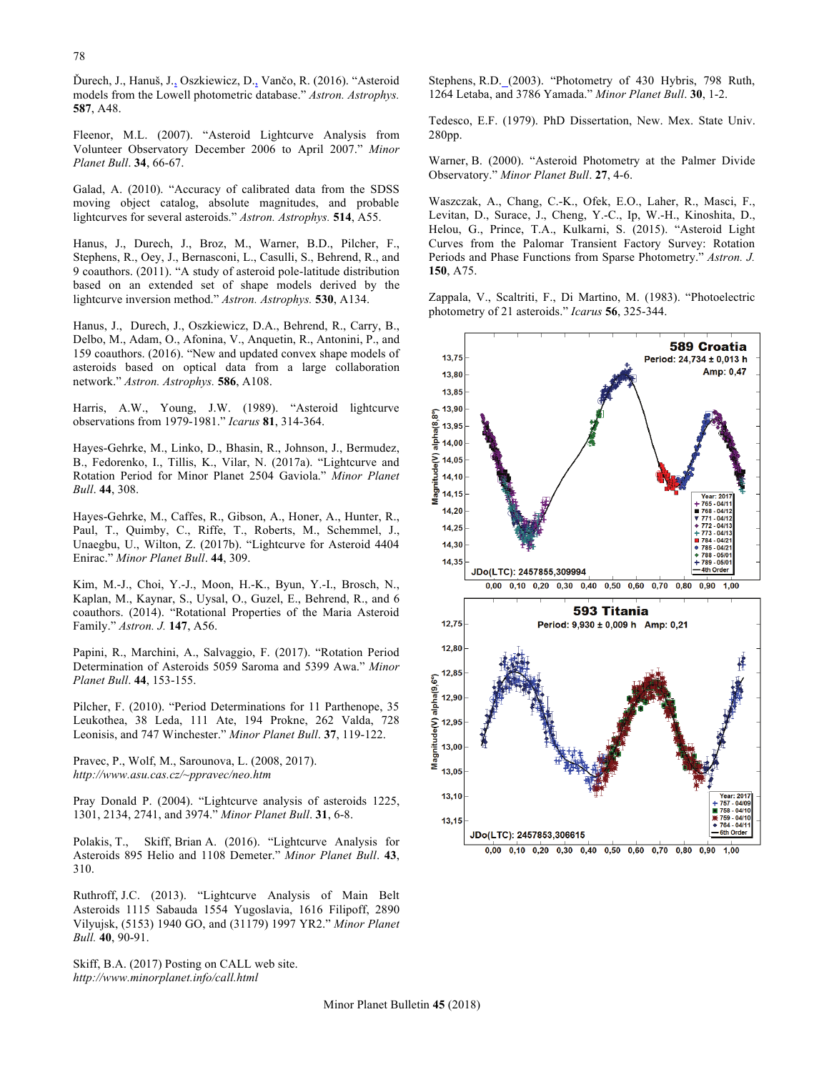Ďurech, J., Hanuš, J., Oszkiewicz, D., Vančo, R. (2016). "Asteroid models from the Lowell photometric database." *Astron. Astrophys.* **587**, A48.

Fleenor, M.L. (2007). "Asteroid Lightcurve Analysis from Volunteer Observatory December 2006 to April 2007." *Minor Planet Bull*. **34**, 66-67.

Galad, A. (2010). "Accuracy of calibrated data from the SDSS moving object catalog, absolute magnitudes, and probable lightcurves for several asteroids." *Astron. Astrophys.* **514**, A55.

Hanus, J., Durech, J., Broz, M., Warner, B.D., Pilcher, F., Stephens, R., Oey, J., Bernasconi, L., Casulli, S., Behrend, R., and 9 coauthors. (2011). "A study of asteroid pole-latitude distribution based on an extended set of shape models derived by the lightcurve inversion method." *Astron. Astrophys.* **530**, A134.

Hanus, J., Durech, J., Oszkiewicz, D.A., Behrend, R., Carry, B., Delbo, M., Adam, O., Afonina, V., Anquetin, R., Antonini, P., and 159 coauthors. (2016). "New and updated convex shape models of asteroids based on optical data from a large collaboration network." *Astron. Astrophys.* **586**, A108.

Harris, A.W., Young, J.W. (1989). "Asteroid lightcurve observations from 1979-1981." *Icarus* **81**, 314-364.

Hayes-Gehrke, M., Linko, D., Bhasin, R., Johnson, J., Bermudez, B., Fedorenko, I., Tillis, K., Vilar, N. (2017a). "Lightcurve and Rotation Period for Minor Planet 2504 Gaviola." *Minor Planet Bull*. **44**, 308.

Hayes-Gehrke, M., Caffes, R., Gibson, A., Honer, A., Hunter, R., Paul, T., Quimby, C., Riffe, T., Roberts, M., Schemmel, J., Unaegbu, U., Wilton, Z. (2017b). "Lightcurve for Asteroid 4404 Enirac." *Minor Planet Bull*. **44**, 309.

Kim, M.-J., Choi, Y.-J., Moon, H.-K., Byun, Y.-I., Brosch, N., Kaplan, M., Kaynar, S., Uysal, O., Guzel, E., Behrend, R., and 6 coauthors. (2014). "Rotational Properties of the Maria Asteroid Family." *Astron. J.* **147**, A56.

Papini, R., Marchini, A., Salvaggio, F. (2017). "Rotation Period Determination of Asteroids 5059 Saroma and 5399 Awa." *Minor Planet Bull*. **44**, 153-155.

Pilcher, F. (2010). "Period Determinations for 11 Parthenope, 35 Leukothea, 38 Leda, 111 Ate, 194 Prokne, 262 Valda, 728 Leonisis, and 747 Winchester." *Minor Planet Bull*. **37**, 119-122.

Pravec, P., Wolf, M., Sarounova, L. (2008, 2017). *http://www.asu.cas.cz/~ppravec/neo.htm*

Pray Donald P. (2004). "Lightcurve analysis of asteroids 1225, 1301, 2134, 2741, and 3974." *Minor Planet Bull*. **31**, 6-8.

Polakis, T., Skiff, Brian A. (2016). "Lightcurve Analysis for Asteroids 895 Helio and 1108 Demeter." *Minor Planet Bull*. **43**, 310.

Ruthroff, J.C. (2013). "Lightcurve Analysis of Main Belt Asteroids 1115 Sabauda 1554 Yugoslavia, 1616 Filipoff, 2890 Vilyujsk, (5153) 1940 GO, and (31179) 1997 YR2." *Minor Planet Bull.* **40**, 90-91.

Skiff, B.A. (2017) Posting on CALL web site. *http://www.minorplanet.info/call.html*

Stephens, R.D. (2003). "Photometry of 430 Hybris, 798 Ruth, 1264 Letaba, and 3786 Yamada." *Minor Planet Bull*. **30**, 1-2.

Tedesco, E.F. (1979). PhD Dissertation, New. Mex. State Univ. 280pp.

Warner, B. (2000). "Asteroid Photometry at the Palmer Divide Observatory." *Minor Planet Bull*. **27**, 4-6.

Waszczak, A., Chang, C.-K., Ofek, E.O., Laher, R., Masci, F., Levitan, D., Surace, J., Cheng, Y.-C., Ip, W.-H., Kinoshita, D., Helou, G., Prince, T.A., Kulkarni, S. (2015). "Asteroid Light Curves from the Palomar Transient Factory Survey: Rotation Periods and Phase Functions from Sparse Photometry." *Astron. J.* **150**, A75.

Zappala, V., Scaltriti, F., Di Martino, M. (1983). "Photoelectric photometry of 21 asteroids." *Icarus* **56**, 325-344.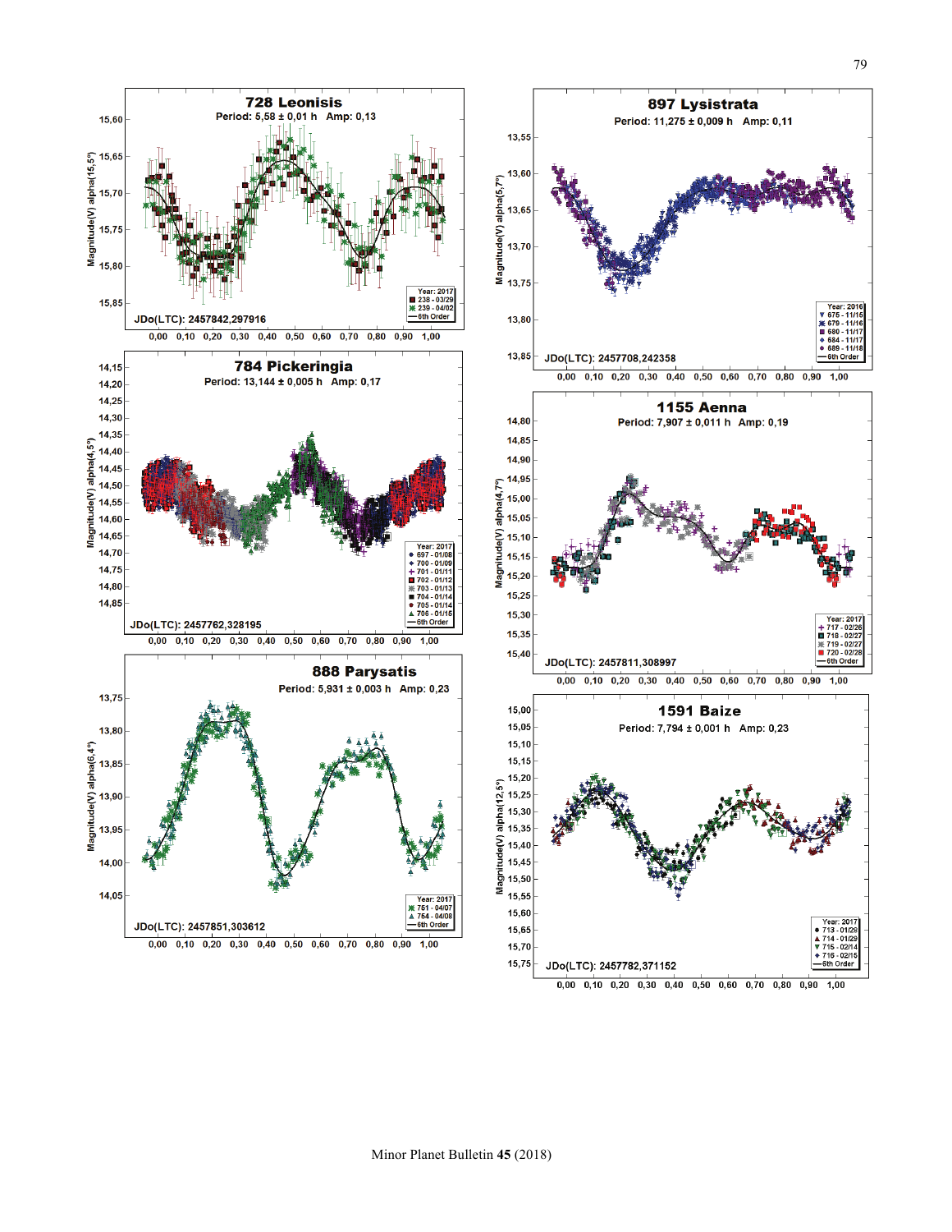**728 Leonisis**
Period: 5,58 ± 0,01 h Amp: 0,13
JDo(LTC): 2457842,297916
Year: 2017
238 - 03/29
239 - 04/02
6th Order

**897 Lysistrata**
Period: 11,275 ± 0,009 h Amp: 0,11
JDo(LTC): 2457708,242358
Year: 2016
675 - 11/16
679 - 11/16
680 - 11/17
684 - 11/17
689 - 11/18
6th Order

**784 Pickeringia**
Period: 13,144 ± 0,005 h Amp: 0,17
JDo(LTC): 2457762,328195
Year: 2017
697 - 01/08
700 - 01/09
701 - 01/11
702 - 01/12
703 - 01/13
704 - 01/14
705 - 01/14
706 - 01/15
6th Order

**1155 Aenna**
Period: 7,907 ± 0,011 h Amp: 0,19
JDo(LTC): 2457811,308997
Year: 2017
717 - 02/26
718 - 02/27
719 - 02/27
720 - 02/28
6th Order

**888 Parysatis**
Period: 5,931 ± 0,003 h Amp: 0,23
JDo(LTC): 2457851,303612
Year: 2017
751 - 04/07
754 - 04/08
6th Order

**1591 Baize**
Period: 7,794 ± 0,001 h Amp: 0,23
JDo(LTC): 2457782,371152
Year: 2017
713 - 01/28
714 - 01/29
715 - 02/14
716 - 02/15
6th Order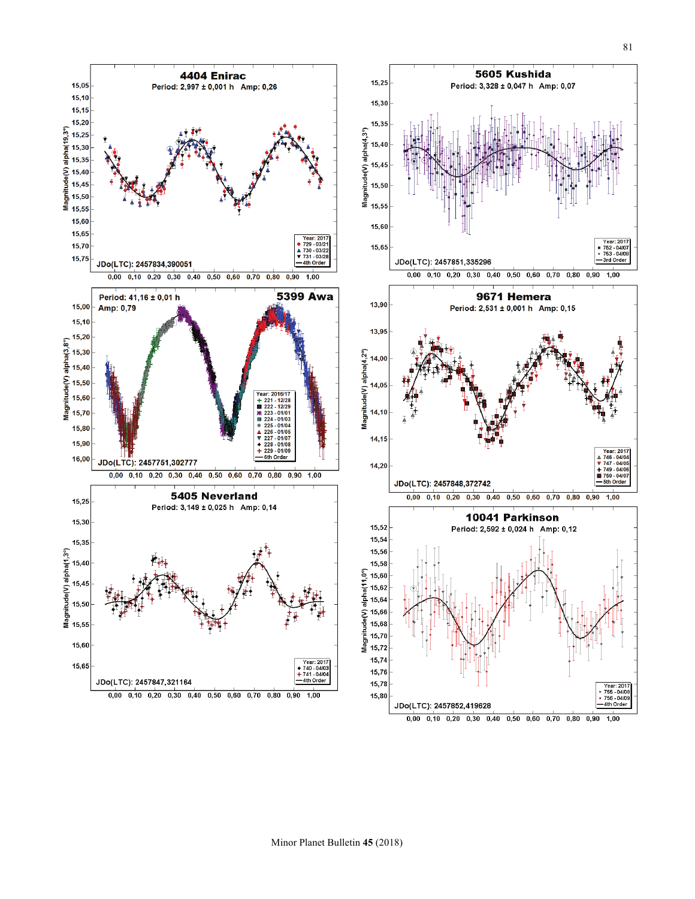**4404 Enirac**

Period: 2,997 ± 0,001 h Amp: 0,26

Magnitude(V) alpha(19,3°)

JDo(LTC): 2457834,390051

Year: 2017
- 729 - 03/21
- 730 - 03/22
- 731 - 03/28
- 4th Order

**5605 Kushida**

Period: 3,328 ± 0,047 h Amp: 0,07

Magnitude(V) alpha(4,3°)

JDo(LTC): 2457851,335296

Year: 2017
- 752 - 04/07
- 753 - 04/09
- 3rd Order

**5399 Awa**

Period: 41,16 ± 0,01 h

Amp: 0,79

Magnitude(V) alpha(3,8°)

JDo(LTC): 2457751,302777

Year: 2016/17
- 221 - 12/28
- 222 - 12/29
- 223 - 01/01
- 224 - 01/03
- 225 - 01/04
- 226 - 01/05
- 227 - 01/07
- 228 - 01/08
- 229 - 01/09
- 6th Order

**9671 Hemera**

Period: 2,531 ± 0,001 h Amp: 0,15

Magnitude(V) alpha(4,2°)

JDo(LTC): 2457848,372742

Year: 2017
- 746 - 04/04
- 747 - 04/05
- 749 - 04/06
- 750 - 04/07
- 5th Order

**5405 Neverland**

Period: 3,149 ± 0,025 h Amp: 0,14

Magnitude(V) alpha(1,3°)

JDo(LTC): 2457847,321164

Year: 2017
- 740 - 04/03
- 741 - 04/04
- 4th Order

**10041 Parkinson**

Period: 2,592 ± 0,024 h Amp: 0,12

Magnitude(V) alpha(11,0°)

JDo(LTC): 2457852,419628

Year: 2017
- 755 - 04/08
- 756 - 04/09
- 4th Order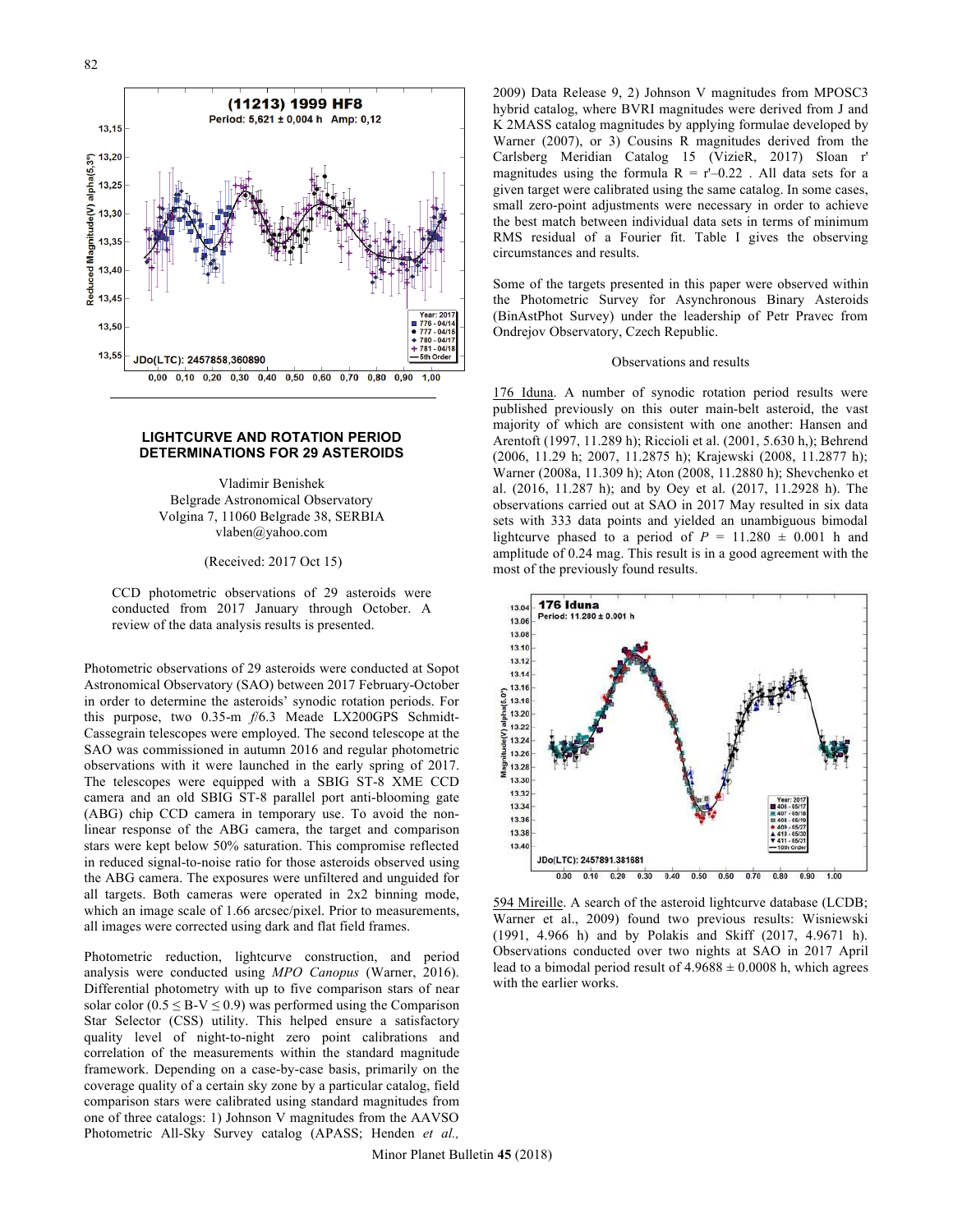(11213) 1999 HF8
Period: 5,621 ± 0,004 h Amp: 0,12

Reduced Magnitude(V) alpha(5,3°)

13,15
13,20
13,25
13,30
13,35
13,40
13,45
13,50
13,55

Year: 2017
776 - 04/14
777 - 04/15
780 - 04/17
781 - 04/18
5th Order

JDo(LTC): 2457858,360890

0,00 0,10 0,20 0,30 0,40 0,50 0,60 0,70 0,80 0,90 1,00

## LIGHTCURVE AND ROTATION PERIOD DETERMINATIONS FOR 29 ASTEROIDS

Vladimir Benishek
Belgrade Astronomical Observatory
Volgina 7, 11060 Belgrade 38, SERBIA
vlaben@yahoo.com

(Received: 2017 Oct 15)

CCD photometric observations of 29 asteroids were conducted from 2017 January through October. A review of the data analysis results is presented.

Photometric observations of 29 asteroids were conducted at Sopot Astronomical Observatory (SAO) between 2017 February-October in order to determine the asteroids' synodic rotation periods. For this purpose, two 0.35-m *f*/6.3 Meade LX200GPS Schmidt-Cassegrain telescopes were employed. The second telescope at the SAO was commissioned in autumn 2016 and regular photometric observations with it were launched in the early spring of 2017. The telescopes were equipped with a SBIG ST-8 XME CCD camera and an old SBIG ST-8 parallel port anti-blooming gate (ABG) chip CCD camera in temporary use. To avoid the non-linear response of the ABG camera, the target and comparison stars were kept below 50% saturation. This compromise reflected in reduced signal-to-noise ratio for those asteroids observed using the ABG camera. The exposures were unfiltered and unguided for all targets. Both cameras were operated in 2x2 binning mode, which an image scale of 1.66 arcsec/pixel. Prior to measurements, all images were corrected using dark and flat field frames.

Photometric reduction, lightcurve construction, and period analysis were conducted using *MPO Canopus* (Warner, 2016). Differential photometry with up to five comparison stars of near solar color ($0.5 \leq B\text{-}V \leq 0.9$) was performed using the Comparison Star Selector (CSS) utility. This helped ensure a satisfactory quality level of night-to-night zero point calibrations and correlation of the measurements within the standard magnitude framework. Depending on a case-by-case basis, primarily on the coverage quality of a certain sky zone by a particular catalog, field comparison stars were calibrated using standard magnitudes from one of three catalogs: 1) Johnson V magnitudes from the AAVSO Photometric All-Sky Survey catalog (APASS; Henden *et al.,* 2009) Data Release 9, 2) Johnson V magnitudes from MPOSC3 hybrid catalog, where BVRI magnitudes were derived from J and K 2MASS catalog magnitudes by applying formulae developed by Warner (2007), or 3) Cousins R magnitudes derived from the Carlsberg Meridian Catalog 15 (VizieR, 2017) Sloan r' magnitudes using the formula $R = r'–0.22$ . All data sets for a given target were calibrated using the same catalog. In some cases, small zero-point adjustments were necessary in order to achieve the best match between individual data sets in terms of minimum RMS residual of a Fourier fit. Table I gives the observing circumstances and results.

Some of the targets presented in this paper were observed within the Photometric Survey for Asynchronous Binary Asteroids (BinAstPhot Survey) under the leadership of Petr Pravec from Ondrejov Observatory, Czech Republic.

### Observations and results

176 Iduna. A number of synodic rotation period results were published previously on this outer main-belt asteroid, the vast majority of which are consistent with one another: Hansen and Arentoft (1997, 11.289 h); Riccioli et al. (2001, 5.630 h,); Behrend (2006, 11.29 h; 2007, 11.2875 h); Krajewski (2008, 11.2877 h); Warner (2008a, 11.309 h); Aton (2008, 11.2880 h); Shevchenko et al. (2016, 11.287 h); and by Oey et al. (2017, 11.2928 h). The observations carried out at SAO in 2017 May resulted in six data sets with 333 data points and yielded an unambiguous bimodal lightcurve phased to a period of $P = 11.280 \pm 0.001$ h and amplitude of 0.24 mag. This result is in a good agreement with the most of the previously found results.

176 Iduna
Period: 11.280 ± 0.001 h

Magnitude(V) alpha(5.0°)

13.04
13.06
13.08
13.10
13.12
13.14
13.16
13.18
13.20
13.22
13.24
13.26
13.28
13.30
13.32
13.34
13.36
13.38
13.40

Year: 2017
405 - 05/17
407 - 05/18
408 - 05/19
409 - 05/27
410 - 05/30
411 - 05/31
10th Order

JDo(LTC): 2457891.381881

0.00 0.10 0.20 0.30 0.40 0.50 0.60 0.70 0.80 0.90 1.00

594 Mireille. A search of the asteroid lightcurve database (LCDB; Warner et al., 2009) found two previous results: Wisniewski (1991, 4.966 h) and by Polakis and Skiff (2017, 4.9671 h). Observations conducted over two nights at SAO in 2017 April lead to a bimodal period result of $4.9688 \pm 0.0008$ h, which agrees with the earlier works.